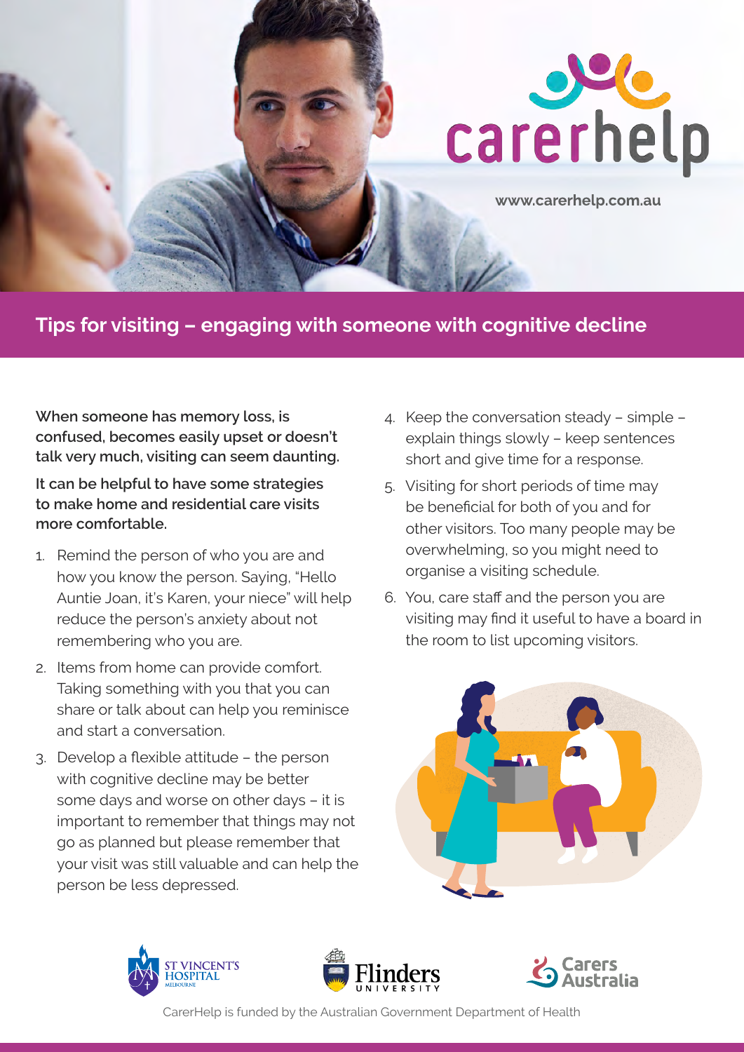carerhelp

www.carerhelp.com.au

# Tips for visiting – engaging with someone with cognitive decline

**When someone has memory loss, is confused, becomes easily upset or doesn't talk very much, visiting can seem daunting.**

**It can be helpful to have some strategies to make home and residential care visits more comfortable.**

1. Remind the person of who you are and how you know the person. Saying, "Hello Auntie Joan, it's Karen, your niece" will help reduce the person's anxiety about not remembering who you are.
2. Items from home can provide comfort. Taking something with you that you can share or talk about can help you reminisce and start a conversation.
3. Develop a flexible attitude – the person with cognitive decline may be better some days and worse on other days – it is important to remember that things may not go as planned but please remember that your visit was still valuable and can help the person be less depressed.
4. Keep the conversation steady – simple – explain things slowly – keep sentences short and give time for a response.
5. Visiting for short periods of time may be beneficial for both of you and for other visitors. Too many people may be overwhelming, so you might need to organise a visiting schedule.
6. You, care staff and the person you are visiting may find it useful to have a board in the room to list upcoming visitors.

ST VINCENT'S HOSPITAL MELBOURNE | Flinders UNIVERSITY | Carers Australia

CarerHelp is funded by the Australian Government Department of Health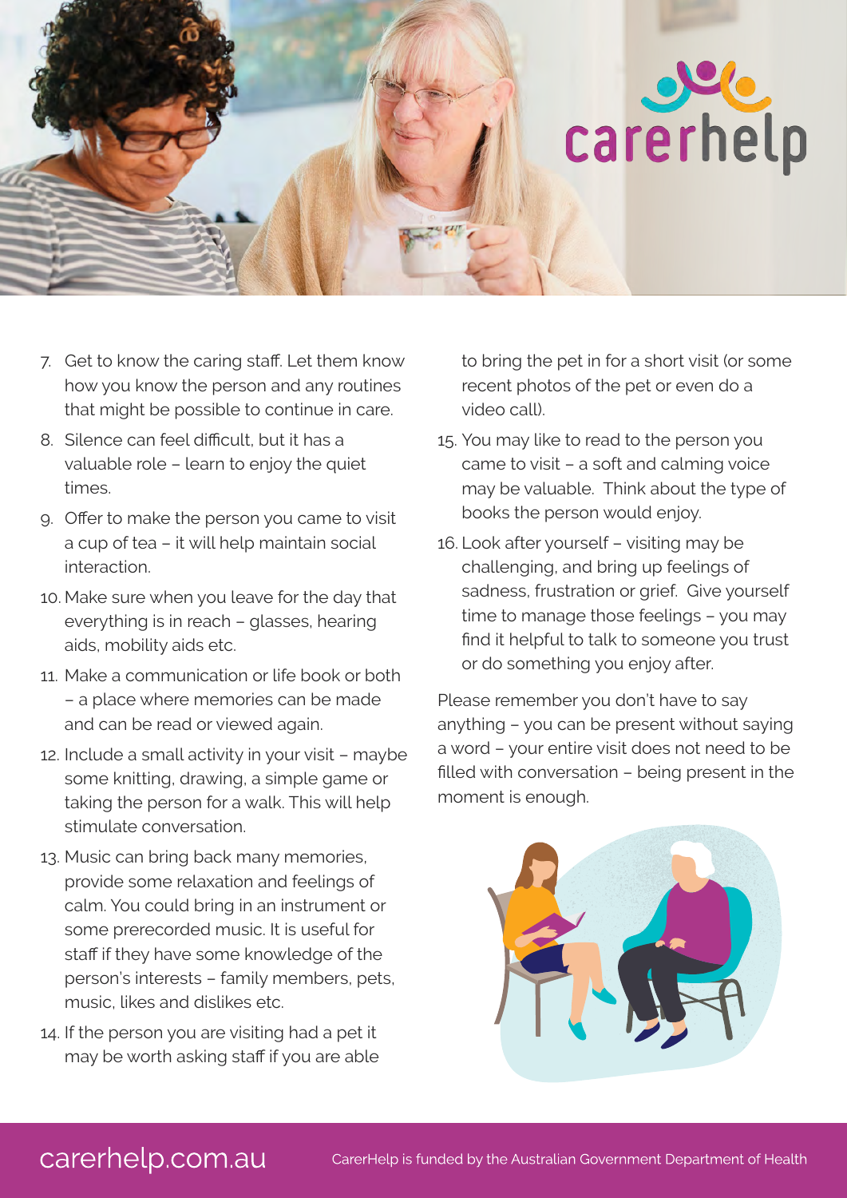7. Get to know the caring staff. Let them know how you know the person and any routines that might be possible to continue in care.
8. Silence can feel difficult, but it has a valuable role – learn to enjoy the quiet times.
9. Offer to make the person you came to visit a cup of tea – it will help maintain social interaction.
10. Make sure when you leave for the day that everything is in reach – glasses, hearing aids, mobility aids etc.
11. Make a communication or life book or both – a place where memories can be made and can be read or viewed again.
12. Include a small activity in your visit – maybe some knitting, drawing, a simple game or taking the person for a walk. This will help stimulate conversation.
13. Music can bring back many memories, provide some relaxation and feelings of calm. You could bring in an instrument or some prerecorded music. It is useful for staff if they have some knowledge of the person's interests – family members, pets, music, likes and dislikes etc.
14. If the person you are visiting had a pet it may be worth asking staff if you are able to bring the pet in for a short visit (or some recent photos of the pet or even do a video call).
15. You may like to read to the person you came to visit – a soft and calming voice may be valuable. Think about the type of books the person would enjoy.
16. Look after yourself – visiting may be challenging, and bring up feelings of sadness, frustration or grief. Give yourself time to manage those feelings – you may find it helpful to talk to someone you trust or do something you enjoy after.

Please remember you don't have to say anything – you can be present without saying a word – your entire visit does not need to be filled with conversation – being present in the moment is enough.

carerhelp.com.au

CarerHelp is funded by the Australian Government Department of Health